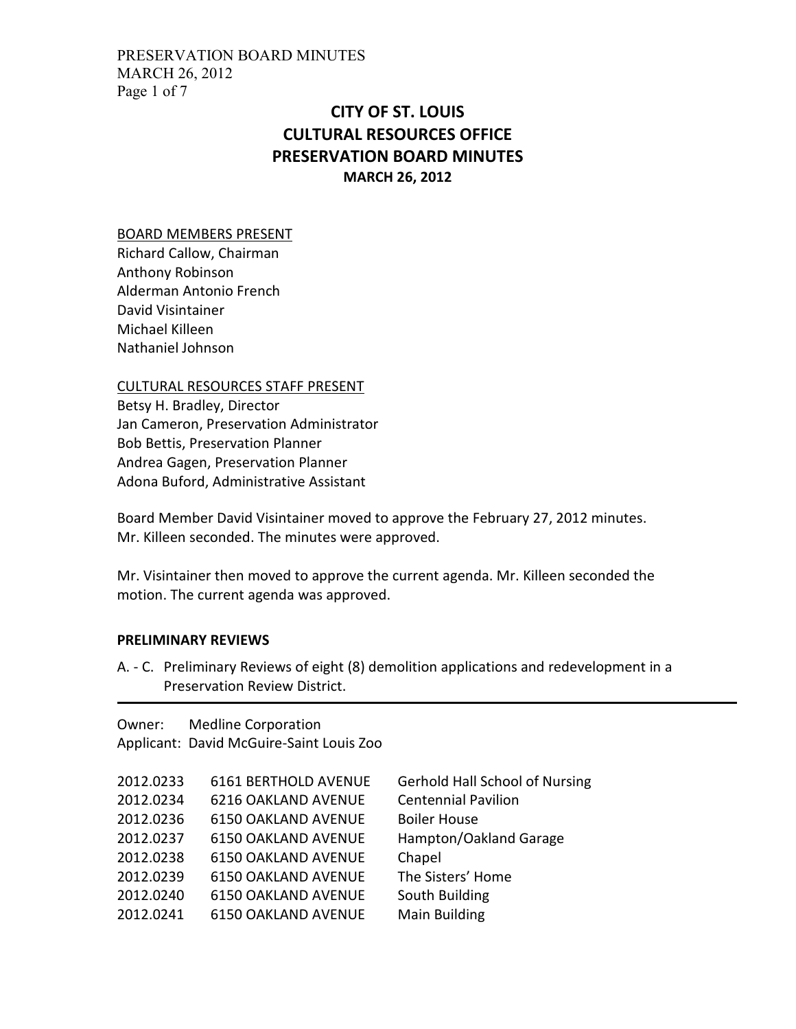# CITY OF ST. LOUIS
# CULTURAL RESOURCES OFFICE
# PRESERVATION BOARD MINUTES
### MARCH 26, 2012

BOARD MEMBERS PRESENT
Richard Callow, Chairman
Anthony Robinson
Alderman Antonio French
David Visintainer
Michael Killeen
Nathaniel Johnson

CULTURAL RESOURCES STAFF PRESENT
Betsy H. Bradley, Director
Jan Cameron, Preservation Administrator
Bob Bettis, Preservation Planner
Andrea Gagen, Preservation Planner
Adona Buford, Administrative Assistant

Board Member David Visintainer moved to approve the February 27, 2012 minutes. Mr. Killeen seconded. The minutes were approved.

Mr. Visintainer then moved to approve the current agenda. Mr. Killeen seconded the motion. The current agenda was approved.

**PRELIMINARY REVIEWS**

A. - C. Preliminary Reviews of eight (8) demolition applications and redevelopment in a Preservation Review District.

---

Owner: Medline Corporation
Applicant: David McGuire-Saint Louis Zoo

| | | |
|---|---|---|
| 2012.0233 | 6161 BERTHOLD AVENUE | Gerhold Hall School of Nursing |
| 2012.0234 | 6216 OAKLAND AVENUE | Centennial Pavilion |
| 2012.0236 | 6150 OAKLAND AVENUE | Boiler House |
| 2012.0237 | 6150 OAKLAND AVENUE | Hampton/Oakland Garage |
| 2012.0238 | 6150 OAKLAND AVENUE | Chapel |
| 2012.0239 | 6150 OAKLAND AVENUE | The Sisters' Home |
| 2012.0240 | 6150 OAKLAND AVENUE | South Building |
| 2012.0241 | 6150 OAKLAND AVENUE | Main Building |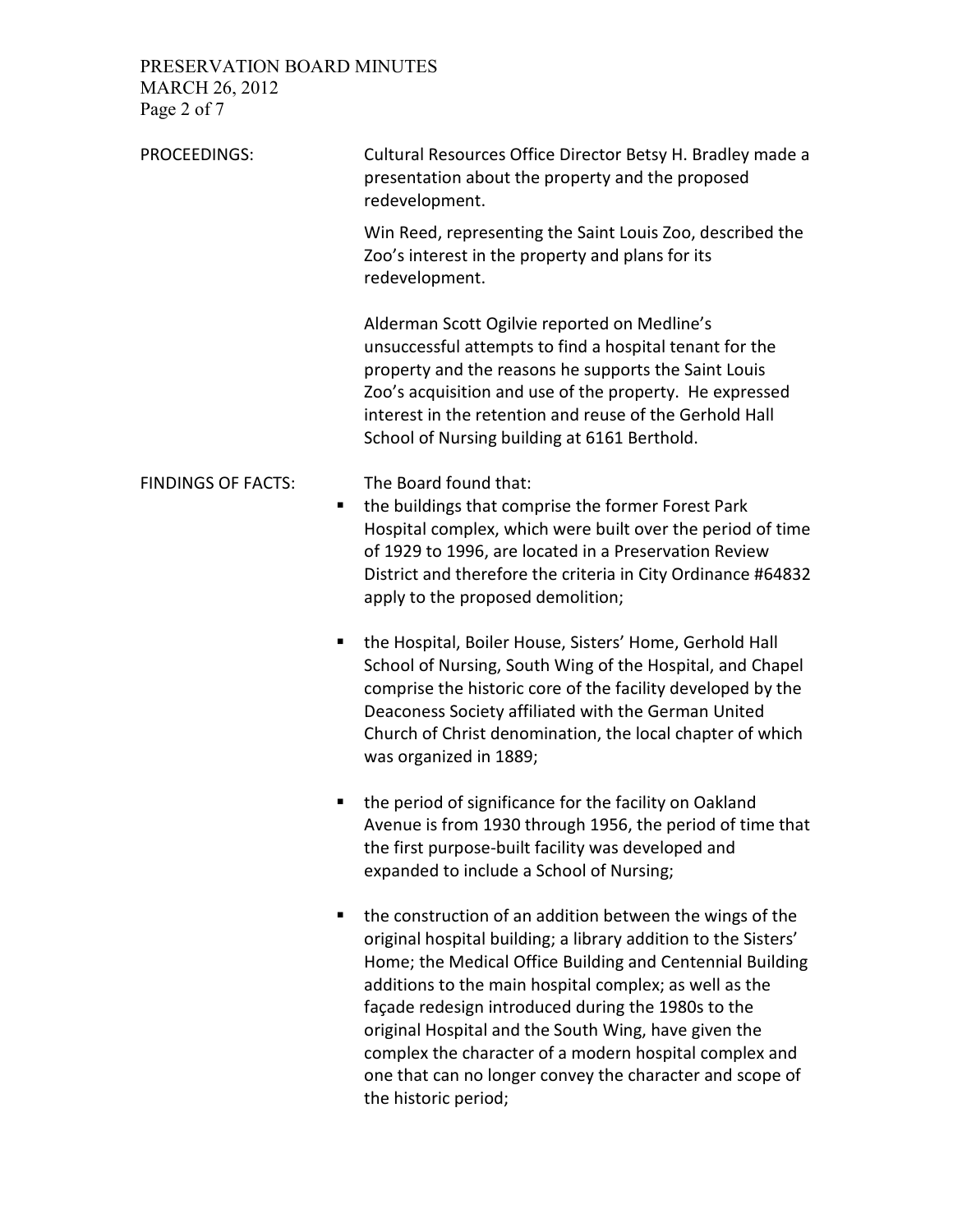PROCEEDINGS: Cultural Resources Office Director Betsy H. Bradley made a presentation about the property and the proposed redevelopment.

Win Reed, representing the Saint Louis Zoo, described the Zoo's interest in the property and plans for its redevelopment.

Alderman Scott Ogilvie reported on Medline's unsuccessful attempts to find a hospital tenant for the property and the reasons he supports the Saint Louis Zoo's acquisition and use of the property. He expressed interest in the retention and reuse of the Gerhold Hall School of Nursing building at 6161 Berthold.

FINDINGS OF FACTS: The Board found that:

- the buildings that comprise the former Forest Park Hospital complex, which were built over the period of time of 1929 to 1996, are located in a Preservation Review District and therefore the criteria in City Ordinance #64832 apply to the proposed demolition;

- the Hospital, Boiler House, Sisters' Home, Gerhold Hall School of Nursing, South Wing of the Hospital, and Chapel comprise the historic core of the facility developed by the Deaconess Society affiliated with the German United Church of Christ denomination, the local chapter of which was organized in 1889;

- the period of significance for the facility on Oakland Avenue is from 1930 through 1956, the period of time that the first purpose-built facility was developed and expanded to include a School of Nursing;

- the construction of an addition between the wings of the original hospital building; a library addition to the Sisters' Home; the Medical Office Building and Centennial Building additions to the main hospital complex; as well as the façade redesign introduced during the 1980s to the original Hospital and the South Wing, have given the complex the character of a modern hospital complex and one that can no longer convey the character and scope of the historic period;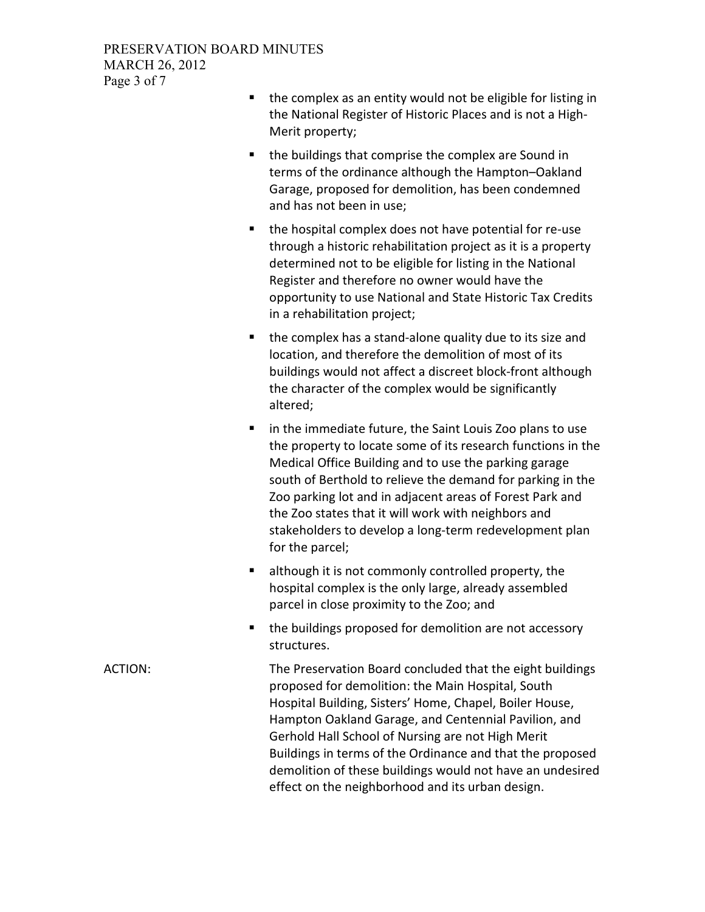- the complex as an entity would not be eligible for listing in the National Register of Historic Places and is not a High-Merit property;
- the buildings that comprise the complex are Sound in terms of the ordinance although the Hampton–Oakland Garage, proposed for demolition, has been condemned and has not been in use;
- the hospital complex does not have potential for re-use through a historic rehabilitation project as it is a property determined not to be eligible for listing in the National Register and therefore no owner would have the opportunity to use National and State Historic Tax Credits in a rehabilitation project;
- the complex has a stand-alone quality due to its size and location, and therefore the demolition of most of its buildings would not affect a discreet block-front although the character of the complex would be significantly altered;
- in the immediate future, the Saint Louis Zoo plans to use the property to locate some of its research functions in the Medical Office Building and to use the parking garage south of Berthold to relieve the demand for parking in the Zoo parking lot and in adjacent areas of Forest Park and the Zoo states that it will work with neighbors and stakeholders to develop a long-term redevelopment plan for the parcel;
- although it is not commonly controlled property, the hospital complex is the only large, already assembled parcel in close proximity to the Zoo; and
- the buildings proposed for demolition are not accessory structures.

ACTION: The Preservation Board concluded that the eight buildings proposed for demolition: the Main Hospital, South Hospital Building, Sisters' Home, Chapel, Boiler House, Hampton Oakland Garage, and Centennial Pavilion, and Gerhold Hall School of Nursing are not High Merit Buildings in terms of the Ordinance and that the proposed demolition of these buildings would not have an undesired effect on the neighborhood and its urban design.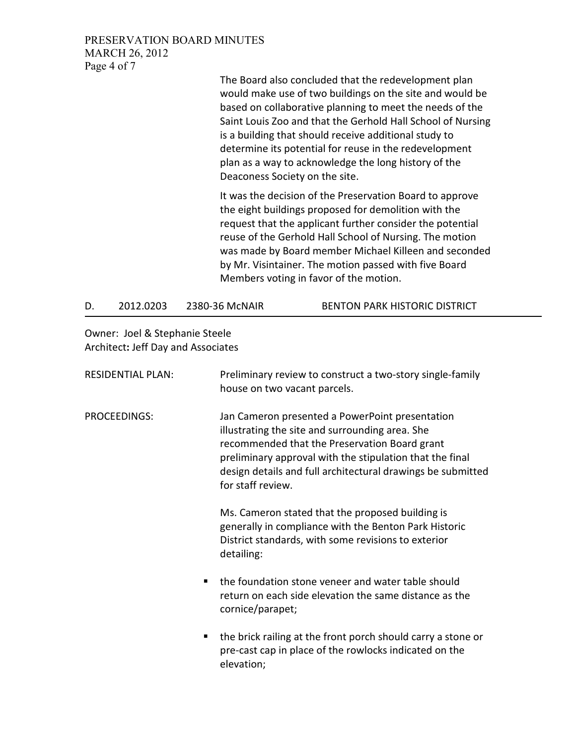The Board also concluded that the redevelopment plan would make use of two buildings on the site and would be based on collaborative planning to meet the needs of the Saint Louis Zoo and that the Gerhold Hall School of Nursing is a building that should receive additional study to determine its potential for reuse in the redevelopment plan as a way to acknowledge the long history of the Deaconess Society on the site.

It was the decision of the Preservation Board to approve the eight buildings proposed for demolition with the request that the applicant further consider the potential reuse of the Gerhold Hall School of Nursing. The motion was made by Board member Michael Killeen and seconded by Mr. Visintainer. The motion passed with five Board Members voting in favor of the motion.

## D. 2012.0203 2380-36 McNAIR BENTON PARK HISTORIC DISTRICT

Owner: Joel & Stephanie Steele
Architect**:** Jeff Day and Associates

RESIDENTIAL PLAN: Preliminary review to construct a two-story single-family house on two vacant parcels.

PROCEEDINGS: Jan Cameron presented a PowerPoint presentation illustrating the site and surrounding area. She recommended that the Preservation Board grant preliminary approval with the stipulation that the final design details and full architectural drawings be submitted for staff review.

Ms. Cameron stated that the proposed building is generally in compliance with the Benton Park Historic District standards, with some revisions to exterior detailing:

- the foundation stone veneer and water table should return on each side elevation the same distance as the cornice/parapet;
- the brick railing at the front porch should carry a stone or pre-cast cap in place of the rowlocks indicated on the elevation;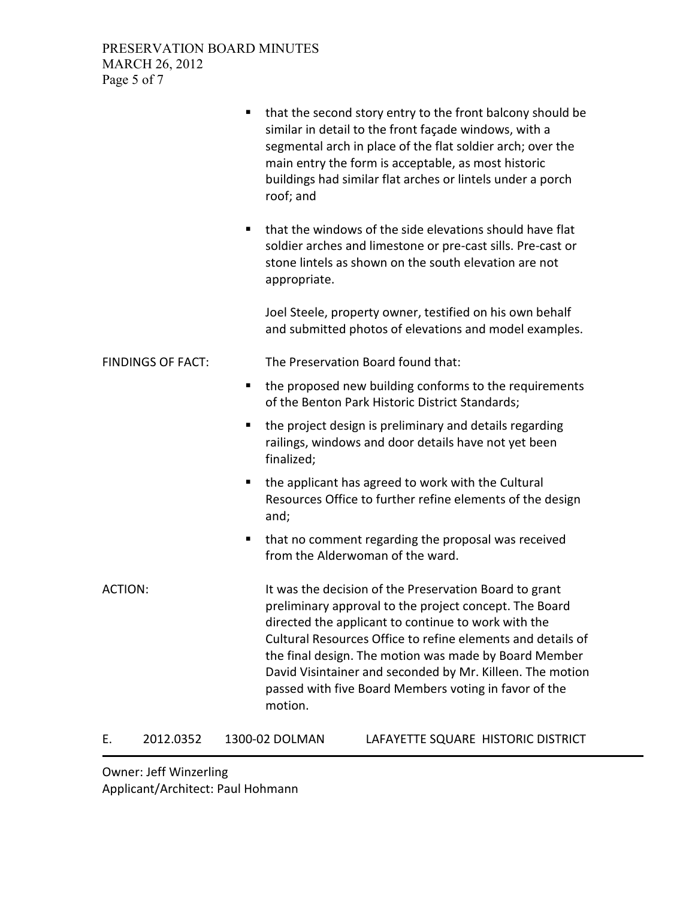- that the second story entry to the front balcony should be similar in detail to the front façade windows, with a segmental arch in place of the flat soldier arch; over the main entry the form is acceptable, as most historic buildings had similar flat arches or lintels under a porch roof; and

- that the windows of the side elevations should have flat soldier arches and limestone or pre-cast sills. Pre-cast or stone lintels as shown on the south elevation are not appropriate.

Joel Steele, property owner, testified on his own behalf and submitted photos of elevations and model examples.

FINDINGS OF FACT: The Preservation Board found that:

- the proposed new building conforms to the requirements of the Benton Park Historic District Standards;
- the project design is preliminary and details regarding railings, windows and door details have not yet been finalized;
- the applicant has agreed to work with the Cultural Resources Office to further refine elements of the design and;
- that no comment regarding the proposal was received from the Alderwoman of the ward.

ACTION: It was the decision of the Preservation Board to grant preliminary approval to the project concept. The Board directed the applicant to continue to work with the Cultural Resources Office to refine elements and details of the final design. The motion was made by Board Member David Visintainer and seconded by Mr. Killeen. The motion passed with five Board Members voting in favor of the motion.

## E. 2012.0352 1300-02 DOLMAN LAFAYETTE SQUARE HISTORIC DISTRICT

Owner: Jeff Winzerling
Applicant/Architect: Paul Hohmann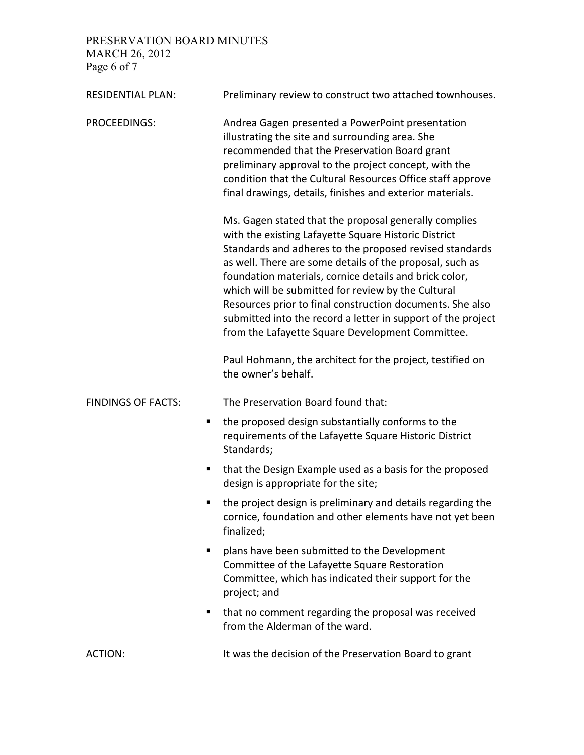RESIDENTIAL PLAN: Preliminary review to construct two attached townhouses.

PROCEEDINGS: Andrea Gagen presented a PowerPoint presentation illustrating the site and surrounding area. She recommended that the Preservation Board grant preliminary approval to the project concept, with the condition that the Cultural Resources Office staff approve final drawings, details, finishes and exterior materials.

Ms. Gagen stated that the proposal generally complies with the existing Lafayette Square Historic District Standards and adheres to the proposed revised standards as well. There are some details of the proposal, such as foundation materials, cornice details and brick color, which will be submitted for review by the Cultural Resources prior to final construction documents. She also submitted into the record a letter in support of the project from the Lafayette Square Development Committee.

Paul Hohmann, the architect for the project, testified on the owner's behalf.

FINDINGS OF FACTS: The Preservation Board found that:

- the proposed design substantially conforms to the requirements of the Lafayette Square Historic District Standards;
- that the Design Example used as a basis for the proposed design is appropriate for the site;
- the project design is preliminary and details regarding the cornice, foundation and other elements have not yet been finalized;
- plans have been submitted to the Development Committee of the Lafayette Square Restoration Committee, which has indicated their support for the project; and
- that no comment regarding the proposal was received from the Alderman of the ward.

ACTION: It was the decision of the Preservation Board to grant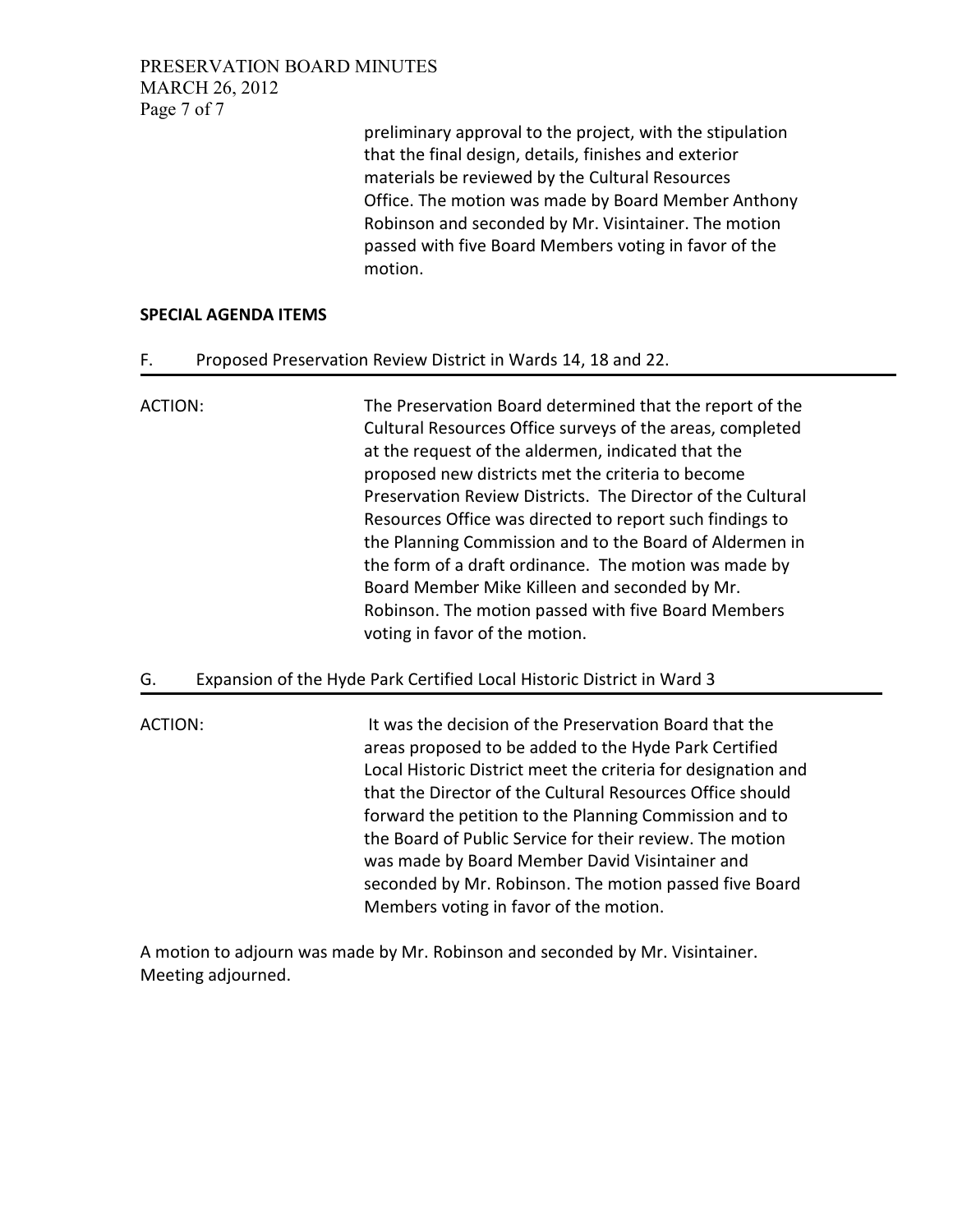preliminary approval to the project, with the stipulation that the final design, details, finishes and exterior materials be reviewed by the Cultural Resources Office. The motion was made by Board Member Anthony Robinson and seconded by Mr. Visintainer. The motion passed with five Board Members voting in favor of the motion.

**SPECIAL AGENDA ITEMS**

F. Proposed Preservation Review District in Wards 14, 18 and 22.

ACTION: The Preservation Board determined that the report of the Cultural Resources Office surveys of the areas, completed at the request of the aldermen, indicated that the proposed new districts met the criteria to become Preservation Review Districts. The Director of the Cultural Resources Office was directed to report such findings to the Planning Commission and to the Board of Aldermen in the form of a draft ordinance. The motion was made by Board Member Mike Killeen and seconded by Mr. Robinson. The motion passed with five Board Members voting in favor of the motion.

G. Expansion of the Hyde Park Certified Local Historic District in Ward 3

ACTION: It was the decision of the Preservation Board that the areas proposed to be added to the Hyde Park Certified Local Historic District meet the criteria for designation and that the Director of the Cultural Resources Office should forward the petition to the Planning Commission and to the Board of Public Service for their review. The motion was made by Board Member David Visintainer and seconded by Mr. Robinson. The motion passed five Board Members voting in favor of the motion.

A motion to adjourn was made by Mr. Robinson and seconded by Mr. Visintainer. Meeting adjourned.